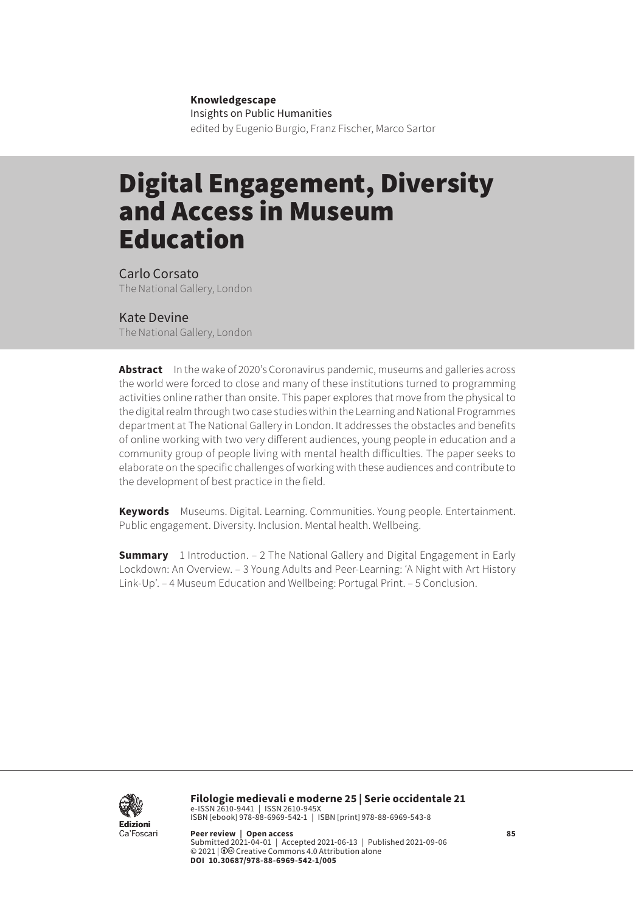**Knowledgescape**
Insights on Public Humanities
edited by Eugenio Burgio, Franz Fischer, Marco Sartor

# Digital Engagement, Diversity and Access in Museum Education

Carlo Corsato
The National Gallery, London

Kate Devine
The National Gallery, London

**Abstract** In the wake of 2020's Coronavirus pandemic, museums and galleries across the world were forced to close and many of these institutions turned to programming activities online rather than onsite. This paper explores that move from the physical to the digital realm through two case studies within the Learning and National Programmes department at The National Gallery in London. It addresses the obstacles and benefits of online working with two very different audiences, young people in education and a community group of people living with mental health difficulties. The paper seeks to elaborate on the specific challenges of working with these audiences and contribute to the development of best practice in the field.

**Keywords** Museums. Digital. Learning. Communities. Young people. Entertainment. Public engagement. Diversity. Inclusion. Mental health. Wellbeing.

**Summary** 1 Introduction. – 2 The National Gallery and Digital Engagement in Early Lockdown: An Overview. – 3 Young Adults and Peer-Learning: 'A Night with Art History Link-Up'. – 4 Museum Education and Wellbeing: Portugal Print. – 5 Conclusion.

**Filologie medievali e moderne 25 | Serie occidentale 21**
e-ISSN 2610-9441 | ISSN 2610-945X
ISBN [ebook] 978-88-6969-542-1 | ISBN [print] 978-88-6969-543-8

**Peer review | Open access**
Submitted 2021-04-01 | Accepted 2021-06-13 | Published 2021-09-06
© 2021 | Creative Commons 4.0 Attribution alone
**DOI 10.30687/978-88-6969-542-1/005**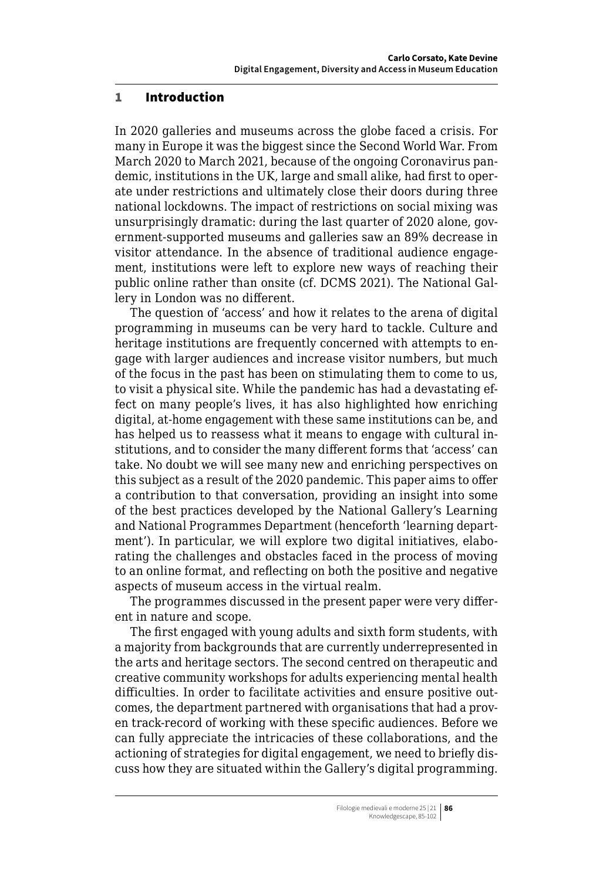## 1 Introduction

In 2020 galleries and museums across the globe faced a crisis. For many in Europe it was the biggest since the Second World War. From March 2020 to March 2021, because of the ongoing Coronavirus pandemic, institutions in the UK, large and small alike, had first to operate under restrictions and ultimately close their doors during three national lockdowns. The impact of restrictions on social mixing was unsurprisingly dramatic: during the last quarter of 2020 alone, government-supported museums and galleries saw an 89% decrease in visitor attendance. In the absence of traditional audience engagement, institutions were left to explore new ways of reaching their public online rather than onsite (cf. DCMS 2021). The National Gallery in London was no different.

The question of 'access' and how it relates to the arena of digital programming in museums can be very hard to tackle. Culture and heritage institutions are frequently concerned with attempts to engage with larger audiences and increase visitor numbers, but much of the focus in the past has been on stimulating them to come to us, to visit a physical site. While the pandemic has had a devastating effect on many people's lives, it has also highlighted how enriching digital, at-home engagement with these same institutions can be, and has helped us to reassess what it means to engage with cultural institutions, and to consider the many different forms that 'access' can take. No doubt we will see many new and enriching perspectives on this subject as a result of the 2020 pandemic. This paper aims to offer a contribution to that conversation, providing an insight into some of the best practices developed by the National Gallery's Learning and National Programmes Department (henceforth 'learning department'). In particular, we will explore two digital initiatives, elaborating the challenges and obstacles faced in the process of moving to an online format, and reflecting on both the positive and negative aspects of museum access in the virtual realm.

The programmes discussed in the present paper were very different in nature and scope.

The first engaged with young adults and sixth form students, with a majority from backgrounds that are currently underrepresented in the arts and heritage sectors. The second centred on therapeutic and creative community workshops for adults experiencing mental health difficulties. In order to facilitate activities and ensure positive outcomes, the department partnered with organisations that had a proven track-record of working with these specific audiences. Before we can fully appreciate the intricacies of these collaborations, and the actioning of strategies for digital engagement, we need to briefly discuss how they are situated within the Gallery's digital programming.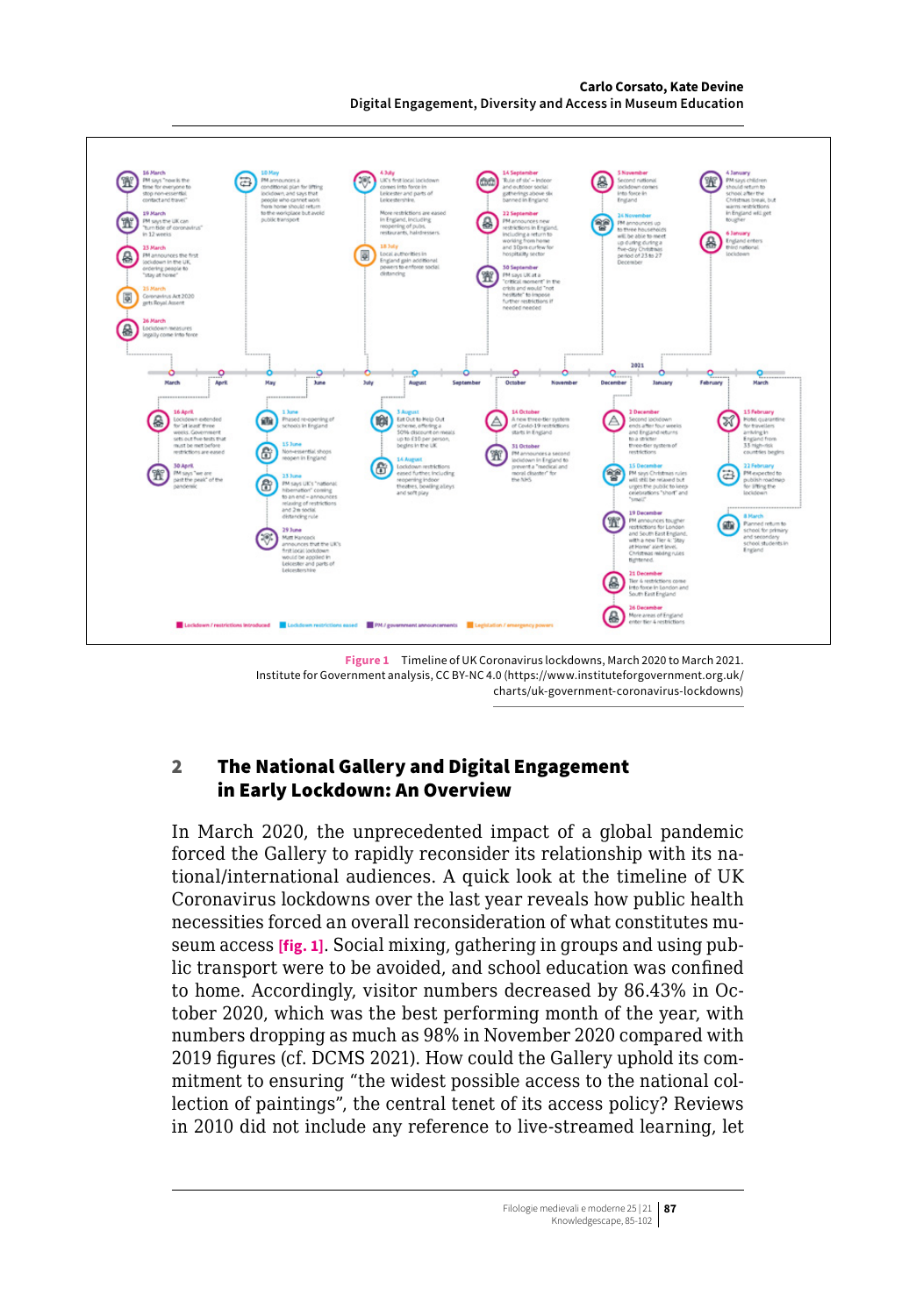Figure 1 Timeline of UK Coronavirus lockdowns, March 2020 to March 2021. Institute for Government analysis, CC BY-NC 4.0 (https://www.instituteforgovernment.org.uk/charts/uk-government-coronavirus-lockdowns)

## 2 The National Gallery and Digital Engagement in Early Lockdown: An Overview

In March 2020, the unprecedented impact of a global pandemic forced the Gallery to rapidly reconsider its relationship with its national/international audiences. A quick look at the timeline of UK Coronavirus lockdowns over the last year reveals how public health necessities forced an overall reconsideration of what constitutes museum access [fig. 1]. Social mixing, gathering in groups and using public transport were to be avoided, and school education was confined to home. Accordingly, visitor numbers decreased by 86.43% in October 2020, which was the best performing month of the year, with numbers dropping as much as 98% in November 2020 compared with 2019 figures (cf. DCMS 2021). How could the Gallery uphold its commitment to ensuring "the widest possible access to the national collection of paintings", the central tenet of its access policy? Reviews in 2010 did not include any reference to live-streamed learning, let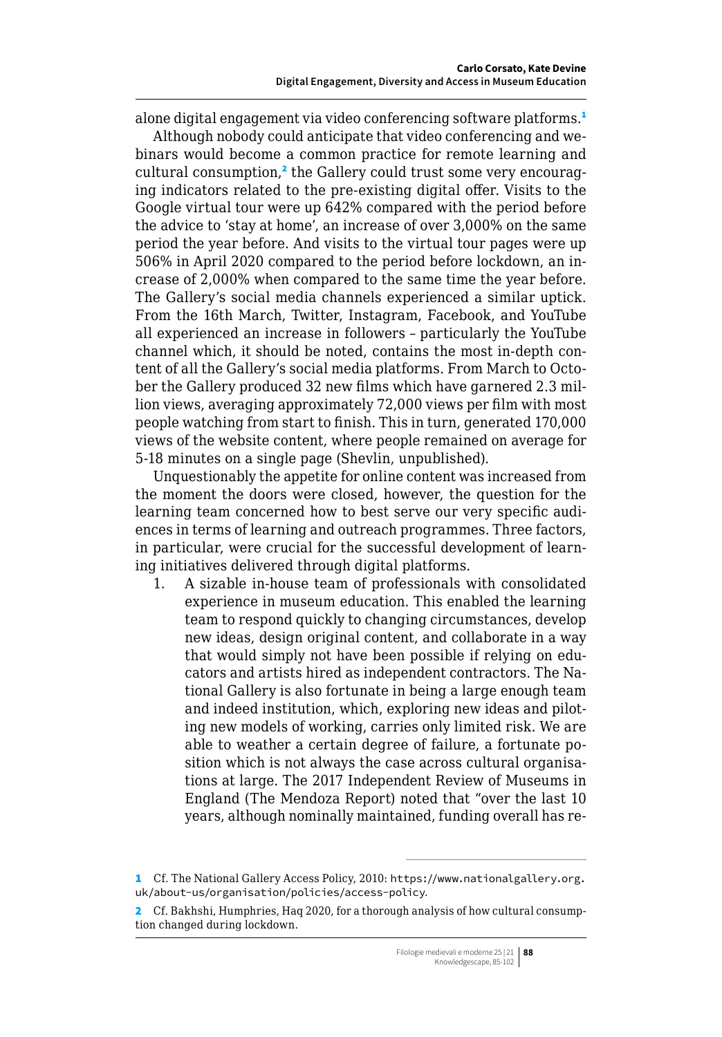alone digital engagement via video conferencing software platforms.[1]

Although nobody could anticipate that video conferencing and webinars would become a common practice for remote learning and cultural consumption,[2] the Gallery could trust some very encouraging indicators related to the pre-existing digital offer. Visits to the Google virtual tour were up 642% compared with the period before the advice to 'stay at home', an increase of over 3,000% on the same period the year before. And visits to the virtual tour pages were up 506% in April 2020 compared to the period before lockdown, an increase of 2,000% when compared to the same time the year before. The Gallery's social media channels experienced a similar uptick. From the 16th March, Twitter, Instagram, Facebook, and YouTube all experienced an increase in followers – particularly the YouTube channel which, it should be noted, contains the most in-depth content of all the Gallery's social media platforms. From March to October the Gallery produced 32 new films which have garnered 2.3 million views, averaging approximately 72,000 views per film with most people watching from start to finish. This in turn, generated 170,000 views of the website content, where people remained on average for 5-18 minutes on a single page (Shevlin, unpublished).

Unquestionably the appetite for online content was increased from the moment the doors were closed, however, the question for the learning team concerned how to best serve our very specific audiences in terms of learning and outreach programmes. Three factors, in particular, were crucial for the successful development of learning initiatives delivered through digital platforms.

1. A sizable in-house team of professionals with consolidated experience in museum education. This enabled the learning team to respond quickly to changing circumstances, develop new ideas, design original content, and collaborate in a way that would simply not have been possible if relying on educators and artists hired as independent contractors. The National Gallery is also fortunate in being a large enough team and indeed institution, which, exploring new ideas and piloting new models of working, carries only limited risk. We are able to weather a certain degree of failure, a fortunate position which is not always the case across cultural organisations at large. The 2017 Independent Review of Museums in England (The Mendoza Report) noted that "over the last 10 years, although nominally maintained, funding overall has re-

---

[1] Cf. The National Gallery Access Policy, 2010: https://www.nationalgallery.org.uk/about-us/organisation/policies/access-policy.

[2] Cf. Bakhshi, Humphries, Haq 2020, for a thorough analysis of how cultural consumption changed during lockdown.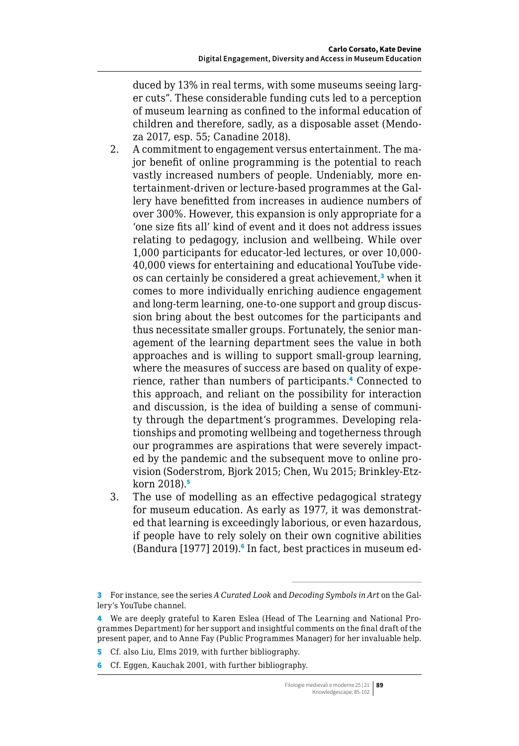duced by 13% in real terms, with some museums seeing larger cuts". These considerable funding cuts led to a perception of museum learning as confined to the informal education of children and therefore, sadly, as a disposable asset (Mendoza 2017, esp. 55; Canadine 2018).

2. A commitment to engagement versus entertainment. The major benefit of online programming is the potential to reach vastly increased numbers of people. Undeniably, more entertainment-driven or lecture-based programmes at the Gallery have benefitted from increases in audience numbers of over 300%. However, this expansion is only appropriate for a 'one size fits all' kind of event and it does not address issues relating to pedagogy, inclusion and wellbeing. While over 1,000 participants for educator-led lectures, or over 10,000-40,000 views for entertaining and educational YouTube videos can certainly be considered a great achievement,[3] when it comes to more individually enriching audience engagement and long-term learning, one-to-one support and group discussion bring about the best outcomes for the participants and thus necessitate smaller groups. Fortunately, the senior management of the learning department sees the value in both approaches and is willing to support small-group learning, where the measures of success are based on quality of experience, rather than numbers of participants.[4] Connected to this approach, and reliant on the possibility for interaction and discussion, is the idea of building a sense of community through the department's programmes. Developing relationships and promoting wellbeing and togetherness through our programmes are aspirations that were severely impacted by the pandemic and the subsequent move to online provision (Soderstrom, Bjork 2015; Chen, Wu 2015; Brinkley-Etzkorn 2018).[5]

3. The use of modelling as an effective pedagogical strategy for museum education. As early as 1977, it was demonstrated that learning is exceedingly laborious, or even hazardous, if people have to rely solely on their own cognitive abilities (Bandura [1977] 2019).[6] In fact, best practices in museum ed-

---

[3] For instance, see the series *A Curated Look* and *Decoding Symbols in Art* on the Gallery's YouTube channel.

[4] We are deeply grateful to Karen Eslea (Head of The Learning and National Programmes Department) for her support and insightful comments on the final draft of the present paper, and to Anne Fay (Public Programmes Manager) for her invaluable help.

[5] Cf. also Liu, Elms 2019, with further bibliography.

[6] Cf. Eggen, Kauchak 2001, with further bibliography.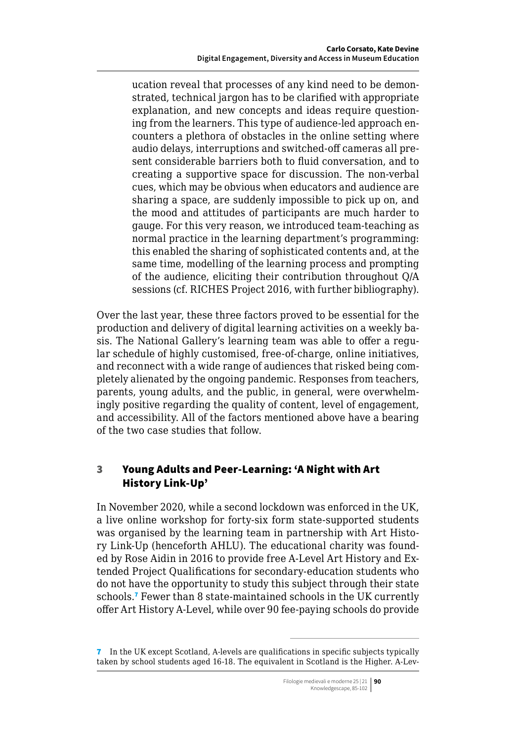ucation reveal that processes of any kind need to be demonstrated, technical jargon has to be clarified with appropriate explanation, and new concepts and ideas require questioning from the learners. This type of audience-led approach encounters a plethora of obstacles in the online setting where audio delays, interruptions and switched-off cameras all present considerable barriers both to fluid conversation, and to creating a supportive space for discussion. The non-verbal cues, which may be obvious when educators and audience are sharing a space, are suddenly impossible to pick up on, and the mood and attitudes of participants are much harder to gauge. For this very reason, we introduced team-teaching as normal practice in the learning department's programming: this enabled the sharing of sophisticated contents and, at the same time, modelling of the learning process and prompting of the audience, eliciting their contribution throughout Q/A sessions (cf. RICHES Project 2016, with further bibliography).

Over the last year, these three factors proved to be essential for the production and delivery of digital learning activities on a weekly basis. The National Gallery's learning team was able to offer a regular schedule of highly customised, free-of-charge, online initiatives, and reconnect with a wide range of audiences that risked being completely alienated by the ongoing pandemic. Responses from teachers, parents, young adults, and the public, in general, were overwhelmingly positive regarding the quality of content, level of engagement, and accessibility. All of the factors mentioned above have a bearing of the two case studies that follow.

## 3 Young Adults and Peer-Learning: 'A Night with Art History Link-Up'

In November 2020, while a second lockdown was enforced in the UK, a live online workshop for forty-six form state-supported students was organised by the learning team in partnership with Art History Link-Up (henceforth AHLU). The educational charity was founded by Rose Aidin in 2016 to provide free A-Level Art History and Extended Project Qualifications for secondary-education students who do not have the opportunity to study this subject through their state schools.[7] Fewer than 8 state-maintained schools in the UK currently offer Art History A-Level, while over 90 fee-paying schools do provide

[7] In the UK except Scotland, A-levels are qualifications in specific subjects typically taken by school students aged 16-18. The equivalent in Scotland is the Higher. A-Lev-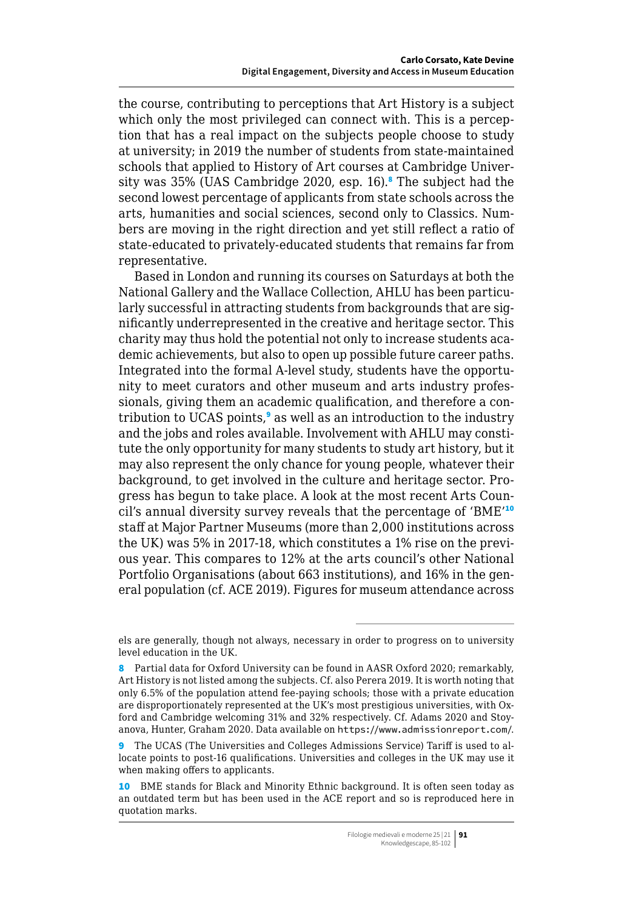the course, contributing to perceptions that Art History is a subject which only the most privileged can connect with. This is a perception that has a real impact on the subjects people choose to study at university; in 2019 the number of students from state-maintained schools that applied to History of Art courses at Cambridge University was 35% (UAS Cambridge 2020, esp. 16).[8] The subject had the second lowest percentage of applicants from state schools across the arts, humanities and social sciences, second only to Classics. Numbers are moving in the right direction and yet still reflect a ratio of state-educated to privately-educated students that remains far from representative.

Based in London and running its courses on Saturdays at both the National Gallery and the Wallace Collection, AHLU has been particularly successful in attracting students from backgrounds that are significantly underrepresented in the creative and heritage sector. This charity may thus hold the potential not only to increase students academic achievements, but also to open up possible future career paths. Integrated into the formal A-level study, students have the opportunity to meet curators and other museum and arts industry professionals, giving them an academic qualification, and therefore a contribution to UCAS points,[9] as well as an introduction to the industry and the jobs and roles available. Involvement with AHLU may constitute the only opportunity for many students to study art history, but it may also represent the only chance for young people, whatever their background, to get involved in the culture and heritage sector. Progress has begun to take place. A look at the most recent Arts Council's annual diversity survey reveals that the percentage of 'BME'[10] staff at Major Partner Museums (more than 2,000 institutions across the UK) was 5% in 2017-18, which constitutes a 1% rise on the previous year. This compares to 12% at the arts council's other National Portfolio Organisations (about 663 institutions), and 16% in the general population (cf. ACE 2019). Figures for museum attendance across

---

els are generally, though not always, necessary in order to progress on to university level education in the UK.

8 Partial data for Oxford University can be found in AASR Oxford 2020; remarkably, Art History is not listed among the subjects. Cf. also Perera 2019. It is worth noting that only 6.5% of the population attend fee-paying schools; those with a private education are disproportionately represented at the UK's most prestigious universities, with Oxford and Cambridge welcoming 31% and 32% respectively. Cf. Adams 2020 and Stoyanova, Hunter, Graham 2020. Data available on https://www.admissionreport.com/.

9 The UCAS (The Universities and Colleges Admissions Service) Tariff is used to allocate points to post-16 qualifications. Universities and colleges in the UK may use it when making offers to applicants.

10 BME stands for Black and Minority Ethnic background. It is often seen today as an outdated term but has been used in the ACE report and so is reproduced here in quotation marks.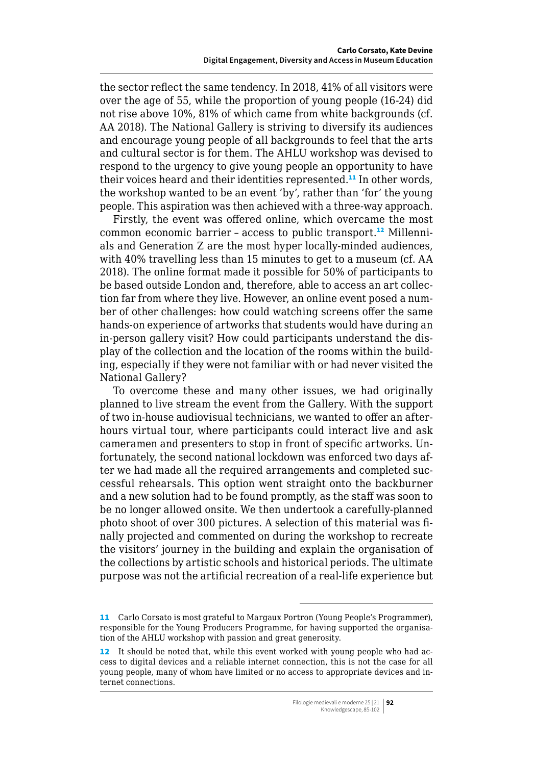the sector reflect the same tendency. In 2018, 41% of all visitors were over the age of 55, while the proportion of young people (16-24) did not rise above 10%, 81% of which came from white backgrounds (cf. AA 2018). The National Gallery is striving to diversify its audiences and encourage young people of all backgrounds to feel that the arts and cultural sector is for them. The AHLU workshop was devised to respond to the urgency to give young people an opportunity to have their voices heard and their identities represented.[11] In other words, the workshop wanted to be an event 'by', rather than 'for' the young people. This aspiration was then achieved with a three-way approach.

Firstly, the event was offered online, which overcame the most common economic barrier – access to public transport.[12] Millennials and Generation Z are the most hyper locally-minded audiences, with 40% travelling less than 15 minutes to get to a museum (cf. AA 2018). The online format made it possible for 50% of participants to be based outside London and, therefore, able to access an art collection far from where they live. However, an online event posed a number of other challenges: how could watching screens offer the same hands-on experience of artworks that students would have during an in-person gallery visit? How could participants understand the display of the collection and the location of the rooms within the building, especially if they were not familiar with or had never visited the National Gallery?

To overcome these and many other issues, we had originally planned to live stream the event from the Gallery. With the support of two in-house audiovisual technicians, we wanted to offer an after-hours virtual tour, where participants could interact live and ask cameramen and presenters to stop in front of specific artworks. Unfortunately, the second national lockdown was enforced two days after we had made all the required arrangements and completed successful rehearsals. This option went straight onto the backburner and a new solution had to be found promptly, as the staff was soon to be no longer allowed onsite. We then undertook a carefully-planned photo shoot of over 300 pictures. A selection of this material was finally projected and commented on during the workshop to recreate the visitors' journey in the building and explain the organisation of the collections by artistic schools and historical periods. The ultimate purpose was not the artificial recreation of a real-life experience but

---

11 Carlo Corsato is most grateful to Margaux Portron (Young People's Programmer), responsible for the Young Producers Programme, for having supported the organisation of the AHLU workshop with passion and great generosity.

12 It should be noted that, while this event worked with young people who had access to digital devices and a reliable internet connection, this is not the case for all young people, many of whom have limited or no access to appropriate devices and internet connections.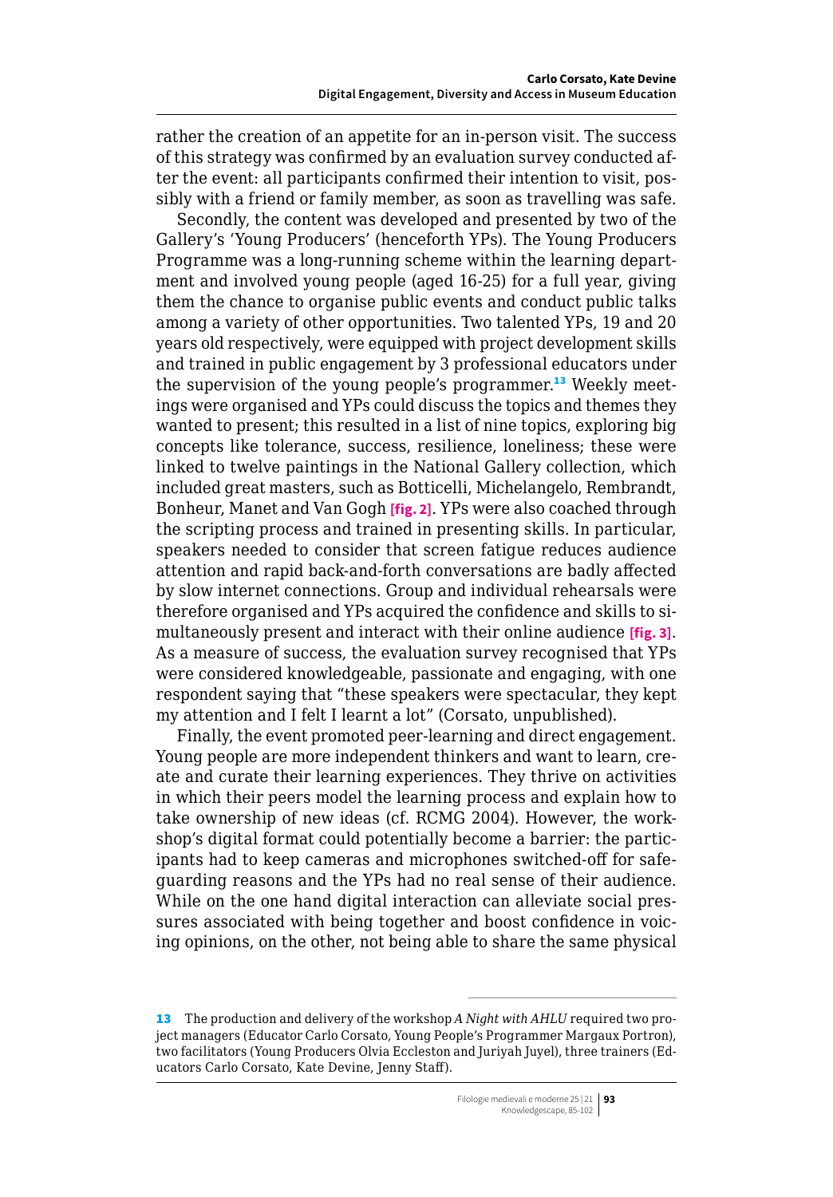rather the creation of an appetite for an in-person visit. The success of this strategy was confirmed by an evaluation survey conducted after the event: all participants confirmed their intention to visit, possibly with a friend or family member, as soon as travelling was safe.

Secondly, the content was developed and presented by two of the Gallery's 'Young Producers' (henceforth YPs). The Young Producers Programme was a long-running scheme within the learning department and involved young people (aged 16-25) for a full year, giving them the chance to organise public events and conduct public talks among a variety of other opportunities. Two talented YPs, 19 and 20 years old respectively, were equipped with project development skills and trained in public engagement by 3 professional educators under the supervision of the young people's programmer.[13] Weekly meetings were organised and YPs could discuss the topics and themes they wanted to present; this resulted in a list of nine topics, exploring big concepts like tolerance, success, resilience, loneliness; these were linked to twelve paintings in the National Gallery collection, which included great masters, such as Botticelli, Michelangelo, Rembrandt, Bonheur, Manet and Van Gogh **[fig. 2]**. YPs were also coached through the scripting process and trained in presenting skills. In particular, speakers needed to consider that screen fatigue reduces audience attention and rapid back-and-forth conversations are badly affected by slow internet connections. Group and individual rehearsals were therefore organised and YPs acquired the confidence and skills to simultaneously present and interact with their online audience **[fig. 3]**. As a measure of success, the evaluation survey recognised that YPs were considered knowledgeable, passionate and engaging, with one respondent saying that "these speakers were spectacular, they kept my attention and I felt I learnt a lot" (Corsato, unpublished).

Finally, the event promoted peer-learning and direct engagement. Young people are more independent thinkers and want to learn, create and curate their learning experiences. They thrive on activities in which their peers model the learning process and explain how to take ownership of new ideas (cf. RCMG 2004). However, the workshop's digital format could potentially become a barrier: the participants had to keep cameras and microphones switched-off for safeguarding reasons and the YPs had no real sense of their audience. While on the one hand digital interaction can alleviate social pressures associated with being together and boost confidence in voicing opinions, on the other, not being able to share the same physical

---

13 The production and delivery of the workshop *A Night with AHLU* required two project managers (Educator Carlo Corsato, Young People's Programmer Margaux Portron), two facilitators (Young Producers Olvia Eccleston and Juriyah Juyel), three trainers (Educators Carlo Corsato, Kate Devine, Jenny Staff).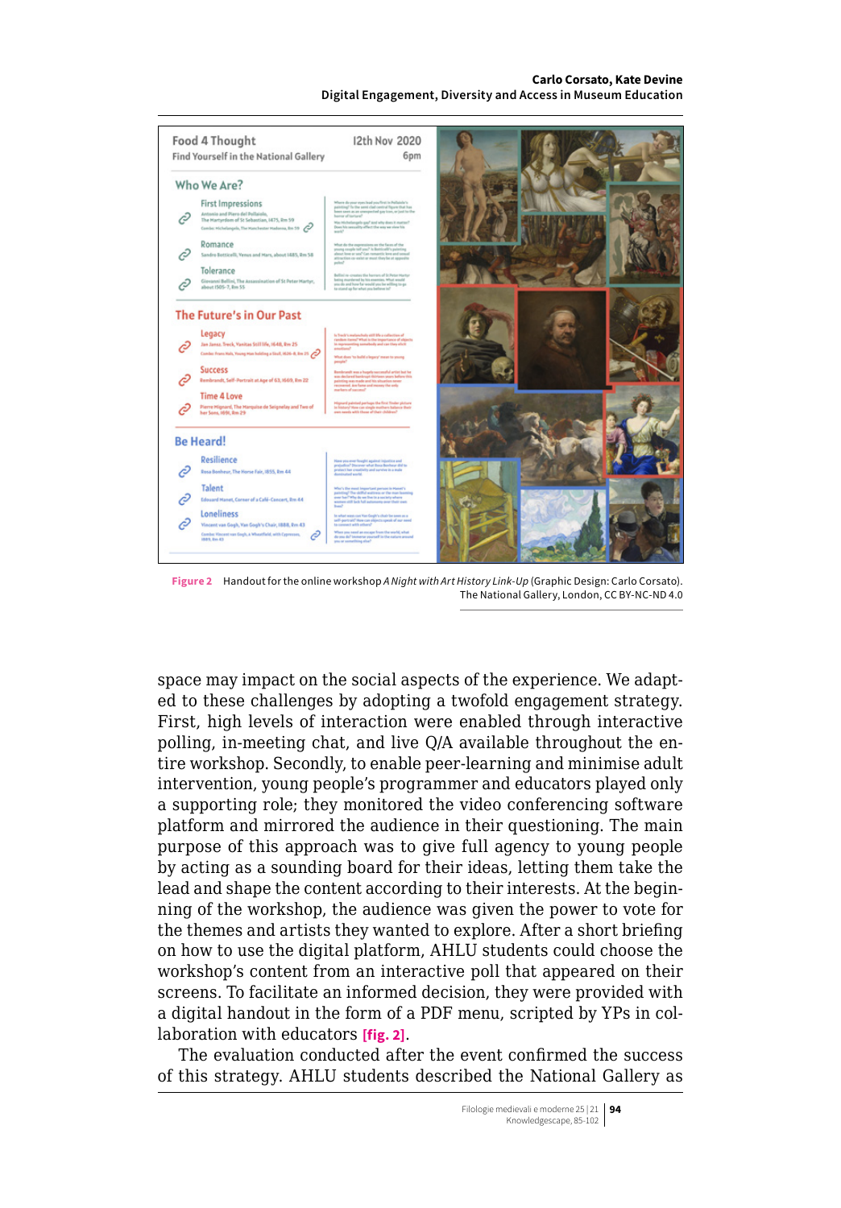**Figure 2** Handout for the online workshop *A Night with Art History Link-Up* (Graphic Design: Carlo Corsato). The National Gallery, London, CC BY-NC-ND 4.0

space may impact on the social aspects of the experience. We adapted to these challenges by adopting a twofold engagement strategy. First, high levels of interaction were enabled through interactive polling, in-meeting chat, and live Q/A available throughout the entire workshop. Secondly, to enable peer-learning and minimise adult intervention, young people's programmer and educators played only a supporting role; they monitored the video conferencing software platform and mirrored the audience in their questioning. The main purpose of this approach was to give full agency to young people by acting as a sounding board for their ideas, letting them take the lead and shape the content according to their interests. At the beginning of the workshop, the audience was given the power to vote for the themes and artists they wanted to explore. After a short briefing on how to use the digital platform, AHLU students could choose the workshop's content from an interactive poll that appeared on their screens. To facilitate an informed decision, they were provided with a digital handout in the form of a PDF menu, scripted by YPs in collaboration with educators [fig. 2].

The evaluation conducted after the event confirmed the success of this strategy. AHLU students described the National Gallery as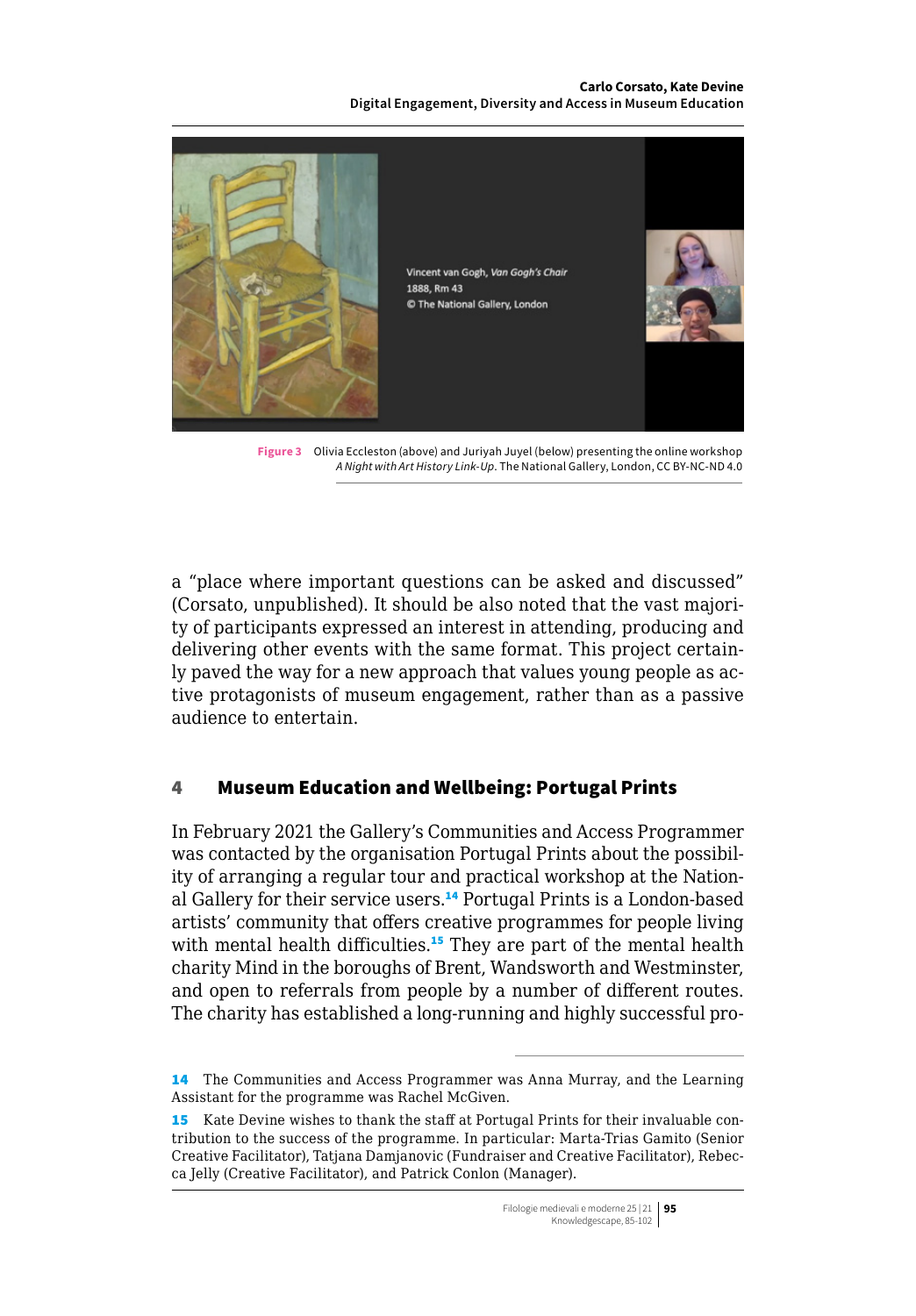Figure 3 Olivia Eccleston (above) and Juriyah Juyel (below) presenting the online workshop *A Night with Art History Link-Up*. The National Gallery, London, CC BY-NC-ND 4.0

a "place where important questions can be asked and discussed" (Corsato, unpublished). It should be also noted that the vast majority of participants expressed an interest in attending, producing and delivering other events with the same format. This project certainly paved the way for a new approach that values young people as active protagonists of museum engagement, rather than as a passive audience to entertain.

## 4 Museum Education and Wellbeing: Portugal Prints

In February 2021 the Gallery's Communities and Access Programmer was contacted by the organisation Portugal Prints about the possibility of arranging a regular tour and practical workshop at the National Gallery for their service users.[14] Portugal Prints is a London-based artists' community that offers creative programmes for people living with mental health difficulties.[15] They are part of the mental health charity Mind in the boroughs of Brent, Wandsworth and Westminster, and open to referrals from people by a number of different routes. The charity has established a long-running and highly successful pro-

---

[14] The Communities and Access Programmer was Anna Murray, and the Learning Assistant for the programme was Rachel McGiven.

[15] Kate Devine wishes to thank the staff at Portugal Prints for their invaluable contribution to the success of the programme. In particular: Marta-Trias Gamito (Senior Creative Facilitator), Tatjana Damjanovic (Fundraiser and Creative Facilitator), Rebecca Jelly (Creative Facilitator), and Patrick Conlon (Manager).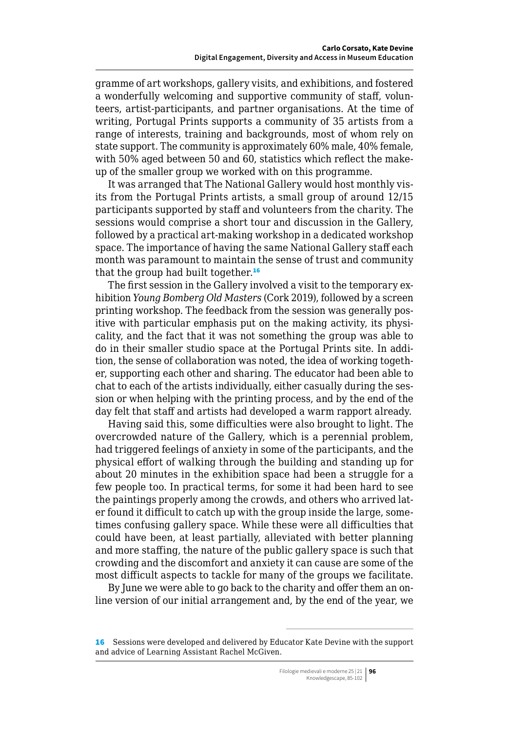gramme of art workshops, gallery visits, and exhibitions, and fostered a wonderfully welcoming and supportive community of staff, volunteers, artist-participants, and partner organisations. At the time of writing, Portugal Prints supports a community of 35 artists from a range of interests, training and backgrounds, most of whom rely on state support. The community is approximately 60% male, 40% female, with 50% aged between 50 and 60, statistics which reflect the makeup of the smaller group we worked with on this programme.

It was arranged that The National Gallery would host monthly visits from the Portugal Prints artists, a small group of around 12/15 participants supported by staff and volunteers from the charity. The sessions would comprise a short tour and discussion in the Gallery, followed by a practical art-making workshop in a dedicated workshop space. The importance of having the same National Gallery staff each month was paramount to maintain the sense of trust and community that the group had built together.[16]

The first session in the Gallery involved a visit to the temporary exhibition *Young Bomberg Old Masters* (Cork 2019), followed by a screen printing workshop. The feedback from the session was generally positive with particular emphasis put on the making activity, its physicality, and the fact that it was not something the group was able to do in their smaller studio space at the Portugal Prints site. In addition, the sense of collaboration was noted, the idea of working together, supporting each other and sharing. The educator had been able to chat to each of the artists individually, either casually during the session or when helping with the printing process, and by the end of the day felt that staff and artists had developed a warm rapport already.

Having said this, some difficulties were also brought to light. The overcrowded nature of the Gallery, which is a perennial problem, had triggered feelings of anxiety in some of the participants, and the physical effort of walking through the building and standing up for about 20 minutes in the exhibition space had been a struggle for a few people too. In practical terms, for some it had been hard to see the paintings properly among the crowds, and others who arrived later found it difficult to catch up with the group inside the large, sometimes confusing gallery space. While these were all difficulties that could have been, at least partially, alleviated with better planning and more staffing, the nature of the public gallery space is such that crowding and the discomfort and anxiety it can cause are some of the most difficult aspects to tackle for many of the groups we facilitate.

By June we were able to go back to the charity and offer them an online version of our initial arrangement and, by the end of the year, we

[16] Sessions were developed and delivered by Educator Kate Devine with the support and advice of Learning Assistant Rachel McGiven.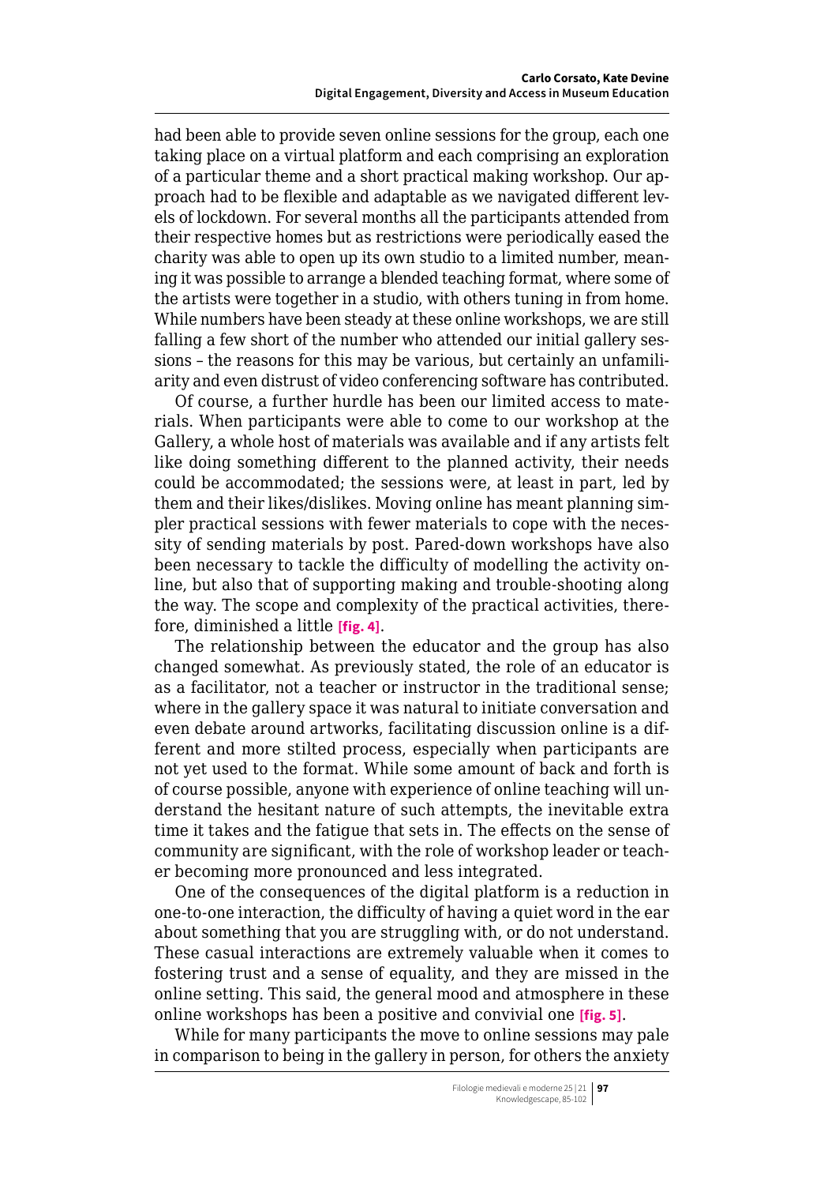had been able to provide seven online sessions for the group, each one taking place on a virtual platform and each comprising an exploration of a particular theme and a short practical making workshop. Our approach had to be flexible and adaptable as we navigated different levels of lockdown. For several months all the participants attended from their respective homes but as restrictions were periodically eased the charity was able to open up its own studio to a limited number, meaning it was possible to arrange a blended teaching format, where some of the artists were together in a studio, with others tuning in from home. While numbers have been steady at these online workshops, we are still falling a few short of the number who attended our initial gallery sessions – the reasons for this may be various, but certainly an unfamiliarity and even distrust of video conferencing software has contributed.

Of course, a further hurdle has been our limited access to materials. When participants were able to come to our workshop at the Gallery, a whole host of materials was available and if any artists felt like doing something different to the planned activity, their needs could be accommodated; the sessions were, at least in part, led by them and their likes/dislikes. Moving online has meant planning simpler practical sessions with fewer materials to cope with the necessity of sending materials by post. Pared-down workshops have also been necessary to tackle the difficulty of modelling the activity online, but also that of supporting making and trouble-shooting along the way. The scope and complexity of the practical activities, therefore, diminished a little **[fig. 4]**.

The relationship between the educator and the group has also changed somewhat. As previously stated, the role of an educator is as a facilitator, not a teacher or instructor in the traditional sense; where in the gallery space it was natural to initiate conversation and even debate around artworks, facilitating discussion online is a different and more stilted process, especially when participants are not yet used to the format. While some amount of back and forth is of course possible, anyone with experience of online teaching will understand the hesitant nature of such attempts, the inevitable extra time it takes and the fatigue that sets in. The effects on the sense of community are significant, with the role of workshop leader or teacher becoming more pronounced and less integrated.

One of the consequences of the digital platform is a reduction in one-to-one interaction, the difficulty of having a quiet word in the ear about something that you are struggling with, or do not understand. These casual interactions are extremely valuable when it comes to fostering trust and a sense of equality, and they are missed in the online setting. This said, the general mood and atmosphere in these online workshops has been a positive and convivial one **[fig. 5]**.

While for many participants the move to online sessions may pale in comparison to being in the gallery in person, for others the anxiety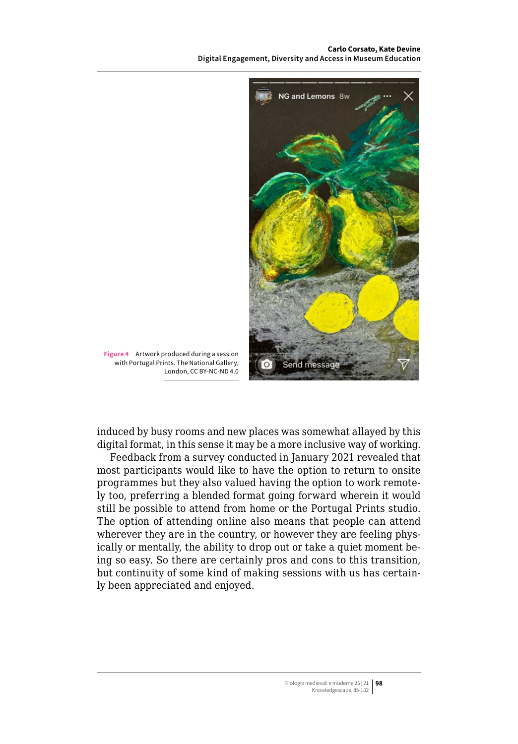**Figure 4** Artwork produced during a session with Portugal Prints. The National Gallery, London, CC BY-NC-ND 4.0

induced by busy rooms and new places was somewhat allayed by this digital format, in this sense it may be a more inclusive way of working.

Feedback from a survey conducted in January 2021 revealed that most participants would like to have the option to return to onsite programmes but they also valued having the option to work remotely too, preferring a blended format going forward wherein it would still be possible to attend from home or the Portugal Prints studio. The option of attending online also means that people can attend wherever they are in the country, or however they are feeling physically or mentally, the ability to drop out or take a quiet moment being so easy. So there are certainly pros and cons to this transition, but continuity of some kind of making sessions with us has certainly been appreciated and enjoyed.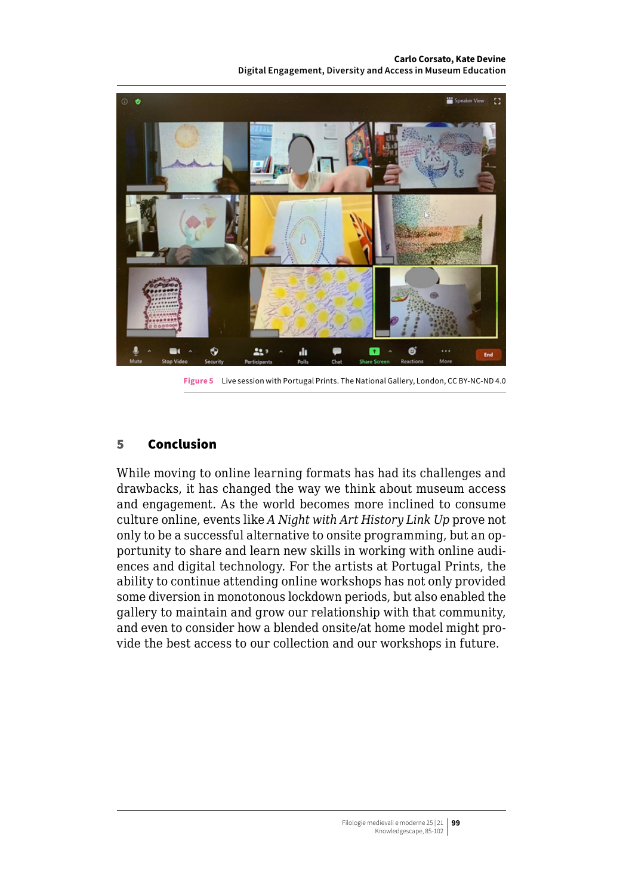**Figure 5** Live session with Portugal Prints. The National Gallery, London, CC BY-NC-ND 4.0

## 5 Conclusion

While moving to online learning formats has had its challenges and drawbacks, it has changed the way we think about museum access and engagement. As the world becomes more inclined to consume culture online, events like *A Night with Art History Link Up* prove not only to be a successful alternative to onsite programming, but an opportunity to share and learn new skills in working with online audiences and digital technology. For the artists at Portugal Prints, the ability to continue attending online workshops has not only provided some diversion in monotonous lockdown periods, but also enabled the gallery to maintain and grow our relationship with that community, and even to consider how a blended onsite/at home model might provide the best access to our collection and our workshops in future.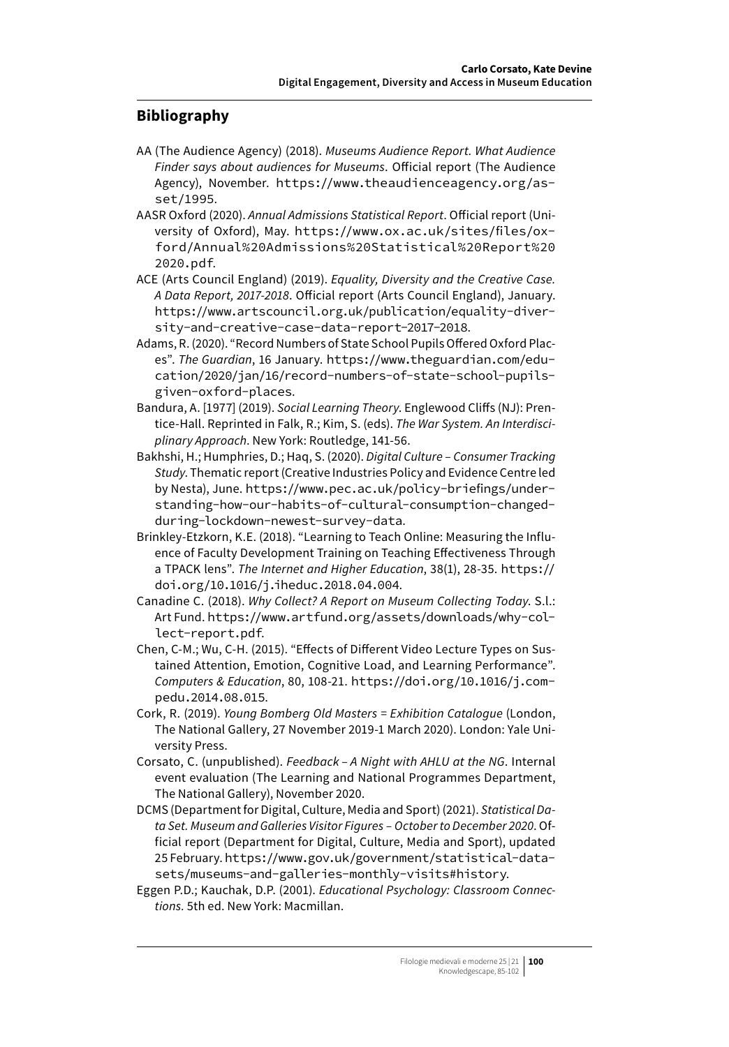## Bibliography

AA (The Audience Agency) (2018). *Museums Audience Report. What Audience Finder says about audiences for Museums*. Official report (The Audience Agency), November. https://www.theaudienceagency.org/asset/1995.

AASR Oxford (2020). *Annual Admissions Statistical Report*. Official report (University of Oxford), May. https://www.ox.ac.uk/sites/files/oxford/Annual%20Admissions%20Statistical%20Report%202020.pdf.

ACE (Arts Council England) (2019). *Equality, Diversity and the Creative Case. A Data Report, 2017-2018*. Official report (Arts Council England), January. https://www.artscouncil.org.uk/publication/equality-diversity-and-creative-case-data-report-2017-2018.

Adams, R. (2020). "Record Numbers of State School Pupils Offered Oxford Places". *The Guardian*, 16 January. https://www.theguardian.com/education/2020/jan/16/record-numbers-of-state-school-pupils-given-oxford-places.

Bandura, A. [1977] (2019). *Social Learning Theory*. Englewood Cliffs (NJ): Prentice-Hall. Reprinted in Falk, R.; Kim, S. (eds). *The War System. An Interdisciplinary Approach*. New York: Routledge, 141-56.

Bakhshi, H.; Humphries, D.; Haq, S. (2020). *Digital Culture – Consumer Tracking Study*. Thematic report (Creative Industries Policy and Evidence Centre led by Nesta), June. https://www.pec.ac.uk/policy-briefings/understanding-how-our-habits-of-cultural-consumption-changed-during-lockdown-newest-survey-data.

Brinkley-Etzkorn, K.E. (2018). "Learning to Teach Online: Measuring the Influence of Faculty Development Training on Teaching Effectiveness Through a TPACK lens". *The Internet and Higher Education*, 38(1), 28-35. https://doi.org/10.1016/j.iheduc.2018.04.004.

Canadine C. (2018). *Why Collect? A Report on Museum Collecting Today*. S.l.: Art Fund. https://www.artfund.org/assets/downloads/why-collect-report.pdf.

Chen, C-M.; Wu, C-H. (2015). "Effects of Different Video Lecture Types on Sustained Attention, Emotion, Cognitive Load, and Learning Performance". *Computers & Education*, 80, 108-21. https://doi.org/10.1016/j.compedu.2014.08.015.

Cork, R. (2019). *Young Bomberg Old Masters = Exhibition Catalogue* (London, The National Gallery, 27 November 2019-1 March 2020). London: Yale University Press.

Corsato, C. (unpublished). *Feedback – A Night with AHLU at the NG*. Internal event evaluation (The Learning and National Programmes Department, The National Gallery), November 2020.

DCMS (Department for Digital, Culture, Media and Sport) (2021). *Statistical Data Set. Museum and Galleries Visitor Figures – October to December 2020*. Official report (Department for Digital, Culture, Media and Sport), updated 25 February. https://www.gov.uk/government/statistical-data-sets/museums-and-galleries-monthly-visits#history.

Eggen P.D.; Kauchak, D.P. (2001). *Educational Psychology: Classroom Connections*. 5th ed. New York: Macmillan.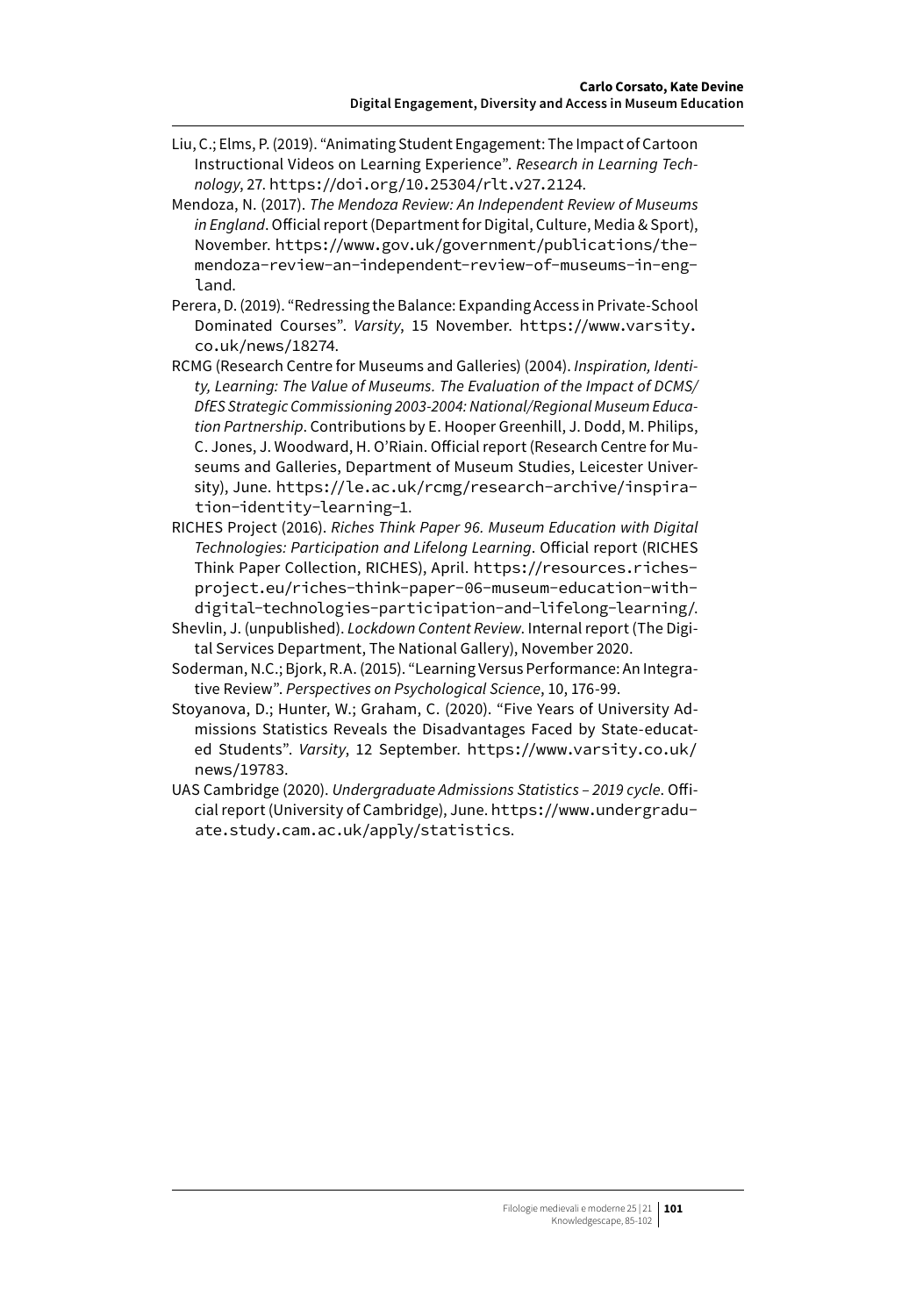Liu, C.; Elms, P. (2019). “Animating Student Engagement: The Impact of Cartoon Instructional Videos on Learning Experience”. *Research in Learning Technology*, 27. https://doi.org/10.25304/rlt.v27.2124.

Mendoza, N. (2017). *The Mendoza Review: An Independent Review of Museums in England*. Official report (Department for Digital, Culture, Media & Sport), November. https://www.gov.uk/government/publications/the-mendoza-review-an-independent-review-of-museums-in-england.

Perera, D. (2019). “Redressing the Balance: Expanding Access in Private-School Dominated Courses”. *Varsity*, 15 November. https://www.varsity.co.uk/news/18274.

RCMG (Research Centre for Museums and Galleries) (2004). *Inspiration, Identity, Learning: The Value of Museums. The Evaluation of the Impact of DCMS/DfES Strategic Commissioning 2003-2004: National/Regional Museum Education Partnership*. Contributions by E. Hooper Greenhill, J. Dodd, M. Philips, C. Jones, J. Woodward, H. O’Riain. Official report (Research Centre for Museums and Galleries, Department of Museum Studies, Leicester University), June. https://le.ac.uk/rcmg/research-archive/inspiration-identity-learning-1.

RICHES Project (2016). *Riches Think Paper 96. Museum Education with Digital Technologies: Participation and Lifelong Learning*. Official report (RICHES Think Paper Collection, RICHES), April. https://resources.riches-project.eu/riches-think-paper-06-museum-education-with-digital-technologies-participation-and-lifelong-learning/.

Shevlin, J. (unpublished). *Lockdown Content Review*. Internal report (The Digital Services Department, The National Gallery), November 2020.

Soderman, N.C.; Bjork, R.A. (2015). “Learning Versus Performance: An Integrative Review”. *Perspectives on Psychological Science*, 10, 176-99.

Stoyanova, D.; Hunter, W.; Graham, C. (2020). “Five Years of University Admissions Statistics Reveals the Disadvantages Faced by State-educated Students”. *Varsity*, 12 September. https://www.varsity.co.uk/news/19783.

UAS Cambridge (2020). *Undergraduate Admissions Statistics – 2019 cycle*. Official report (University of Cambridge), June. https://www.undergraduate.study.cam.ac.uk/apply/statistics.